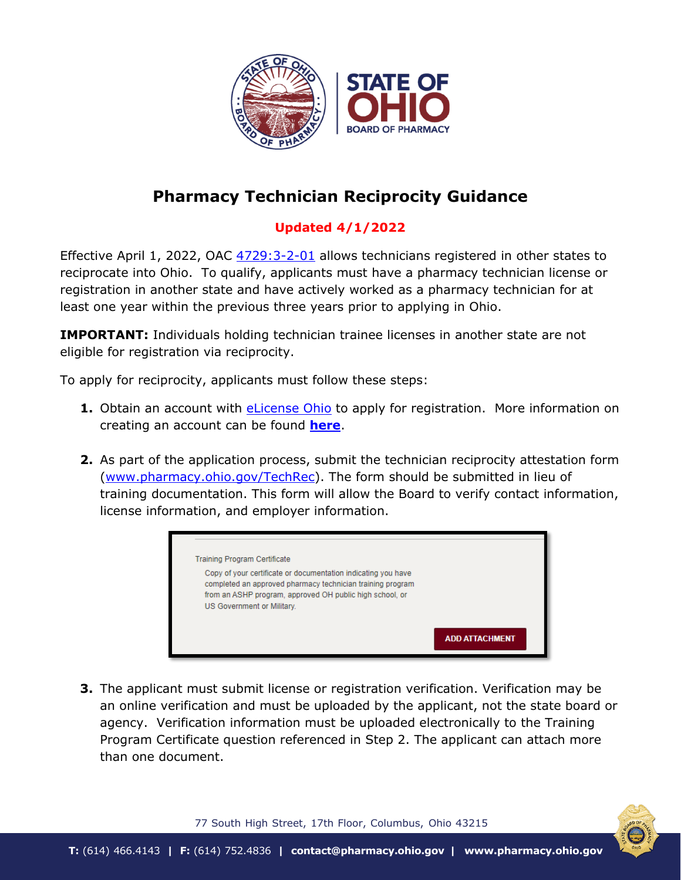# Pharmacy Technician Reciprocity Guidance

**Updated 4/1/2022**

Effective April 1, 2022, OAC 4729:3-2-01 allows technicians registered in other states to reciprocate into Ohio. To qualify, applicants must have a pharmacy technician license or registration in another state and have actively worked as a pharmacy technician for at least one year within the previous three years prior to applying in Ohio.

**IMPORTANT:** Individuals holding technician trainee licenses in another state are not eligible for registration via reciprocity.

To apply for reciprocity, applicants must follow these steps:

1. Obtain an account with eLicense Ohio to apply for registration. More information on creating an account can be found **here**.

2. As part of the application process, submit the technician reciprocity attestation form (www.pharmacy.ohio.gov/TechRec). The form should be submitted in lieu of training documentation. This form will allow the Board to verify contact information, license information, and employer information.

   Training Program Certificate

   Copy of your certificate or documentation indicating you have completed an approved pharmacy technician training program from an ASHP program, approved OH public high school, or US Government or Military.

   ADD ATTACHMENT

3. The applicant must submit license or registration verification. Verification may be an online verification and must be uploaded by the applicant, not the state board or agency. Verification information must be uploaded electronically to the Training Program Certificate question referenced in Step 2. The applicant can attach more than one document.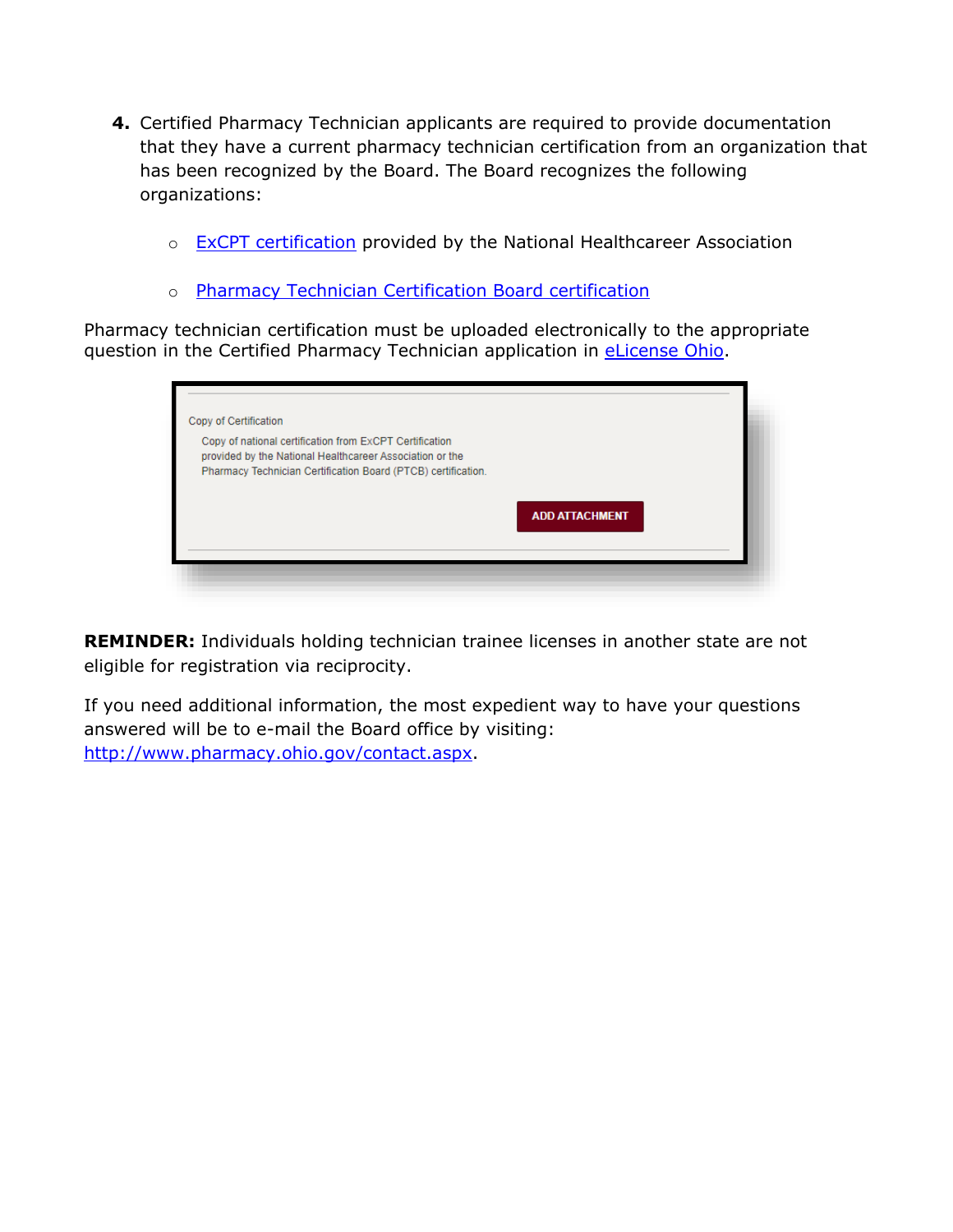4. Certified Pharmacy Technician applicants are required to provide documentation that they have a current pharmacy technician certification from an organization that has been recognized by the Board. The Board recognizes the following organizations:

    - ExCPT certification provided by the National Healthcareer Association
    - Pharmacy Technician Certification Board certification

Pharmacy technician certification must be uploaded electronically to the appropriate question in the Certified Pharmacy Technician application in eLicense Ohio.

Copy of Certification

Copy of national certification from ExCPT Certification provided by the National Healthcareer Association or the Pharmacy Technician Certification Board (PTCB) certification.

ADD ATTACHMENT

**REMINDER:** Individuals holding technician trainee licenses in another state are not eligible for registration via reciprocity.

If you need additional information, the most expedient way to have your questions answered will be to e-mail the Board office by visiting: http://www.pharmacy.ohio.gov/contact.aspx.